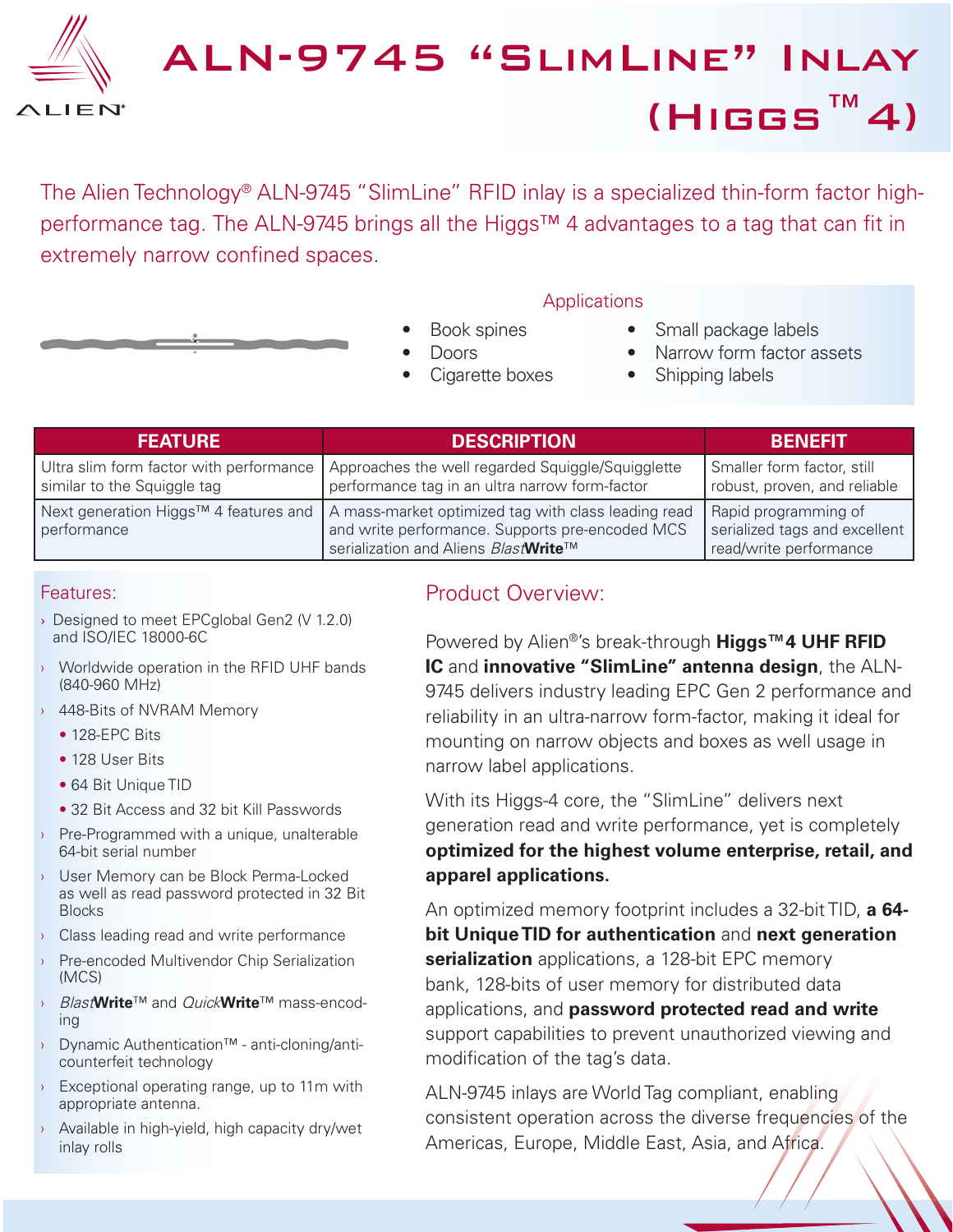# ALN-9745 "SlimLine" Inlay (Higgs™ 4)

The Alien Technology® ALN-9745 "SlimLine" RFID inlay is a specialized thin-form factor high-performance tag. The ALN-9745 brings all the Higgs™ 4 advantages to a tag that can fit in extremely narrow confined spaces.

### Applications

- Book spines
- Doors
- Cigarette boxes
- Small package labels
- Narrow form factor assets
- Shipping labels

| FEATURE | DESCRIPTION | BENEFIT |
|---|---|---|
| Ultra slim form factor with performance similar to the Squiggle tag | Approaches the well regarded Squiggle/Squigglette performance tag in an ultra narrow form-factor | Smaller form factor, still robust, proven, and reliable |
| Next generation Higgs™ 4 features and performance | A mass-market optimized tag with class leading read and write performance. Supports pre-encoded MCS serialization and Aliens *Blast***Write**™ | Rapid programming of serialized tags and excellent read/write performance |

### Features:

- Designed to meet EPCglobal Gen2 (V 1.2.0) and ISO/IEC 18000-6C
- Worldwide operation in the RFID UHF bands (840-960 MHz)
- 448-Bits of NVRAM Memory
  - 128-EPC Bits
  - 128 User Bits
  - 64 Bit Unique TID
  - 32 Bit Access and 32 bit Kill Passwords
- Pre-Programmed with a unique, unalterable 64-bit serial number
- User Memory can be Block Perma-Locked as well as read password protected in 32 Bit Blocks
- Class leading read and write performance
- Pre-encoded Multivendor Chip Serialization (MCS)
- *Blast***Write**™ and *Quick***Write**™ mass-encoding
- Dynamic Authentication™ - anti-cloning/anti-counterfeit technology
- Exceptional operating range, up to 11m with appropriate antenna.
- Available in high-yield, high capacity dry/wet inlay rolls

### Product Overview:

Powered by Alien®'s break-through **Higgs™4 UHF RFID IC** and **innovative "SlimLine" antenna design**, the ALN-9745 delivers industry leading EPC Gen 2 performance and reliability in an ultra-narrow form-factor, making it ideal for mounting on narrow objects and boxes as well usage in narrow label applications.

With its Higgs-4 core, the "SlimLine" delivers next generation read and write performance, yet is completely **optimized for the highest volume enterprise, retail, and apparel applications.**

An optimized memory footprint includes a 32-bit TID, **a 64-bit Unique TID for authentication** and **next generation serialization** applications, a 128-bit EPC memory bank, 128-bits of user memory for distributed data applications, and **password protected read and write** support capabilities to prevent unauthorized viewing and modification of the tag's data.

ALN-9745 inlays are World Tag compliant, enabling consistent operation across the diverse frequencies of the Americas, Europe, Middle East, Asia, and Africa.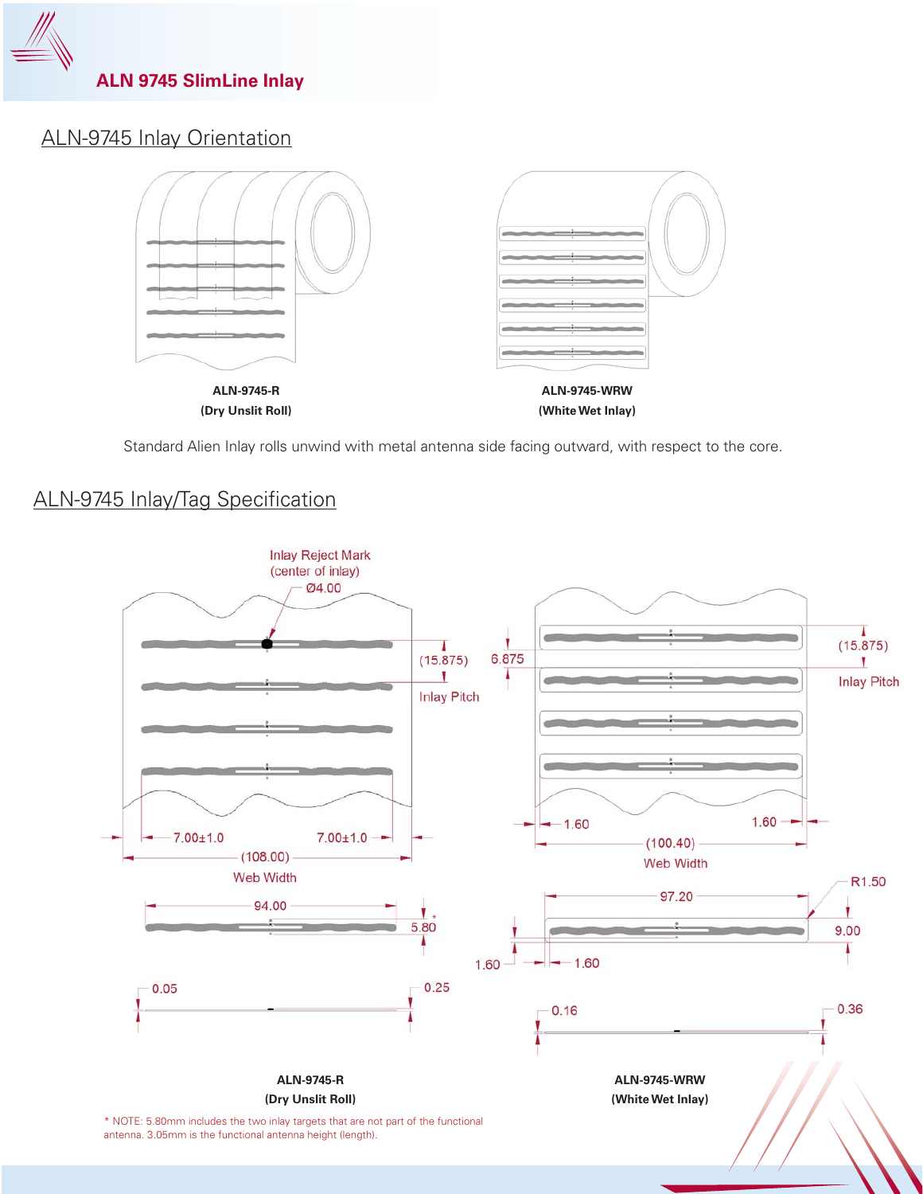## ALN 9745 SlimLine Inlay

### ALN-9745 Inlay Orientation

**ALN-9745-R**
**(Dry Unslit Roll)**

**ALN-9745-WRW**
**(White Wet Inlay)**

Standard Alien Inlay rolls unwind with metal antenna side facing outward, with respect to the core.

### ALN-9745 Inlay/Tag Specification

Inlay Reject Mark (center of inlay)
Ø4.00

(15.875) Inlay Pitch

6.875

(15.875) Inlay Pitch

7.00±1.0 7.00±1.0

(108.00) Web Width

1.60 1.60

(100.40) Web Width

94.00

5.80*

97.20

R1.50

9.00

1.60 1.60

0.05 0.25

0.16 0.36

**ALN-9745-R**
**(Dry Unslit Roll)**

**ALN-9745-WRW**
**(White Wet Inlay)**

* NOTE: 5.80mm includes the two inlay targets that are not part of the functional antenna. 3.05mm is the functional antenna height (length).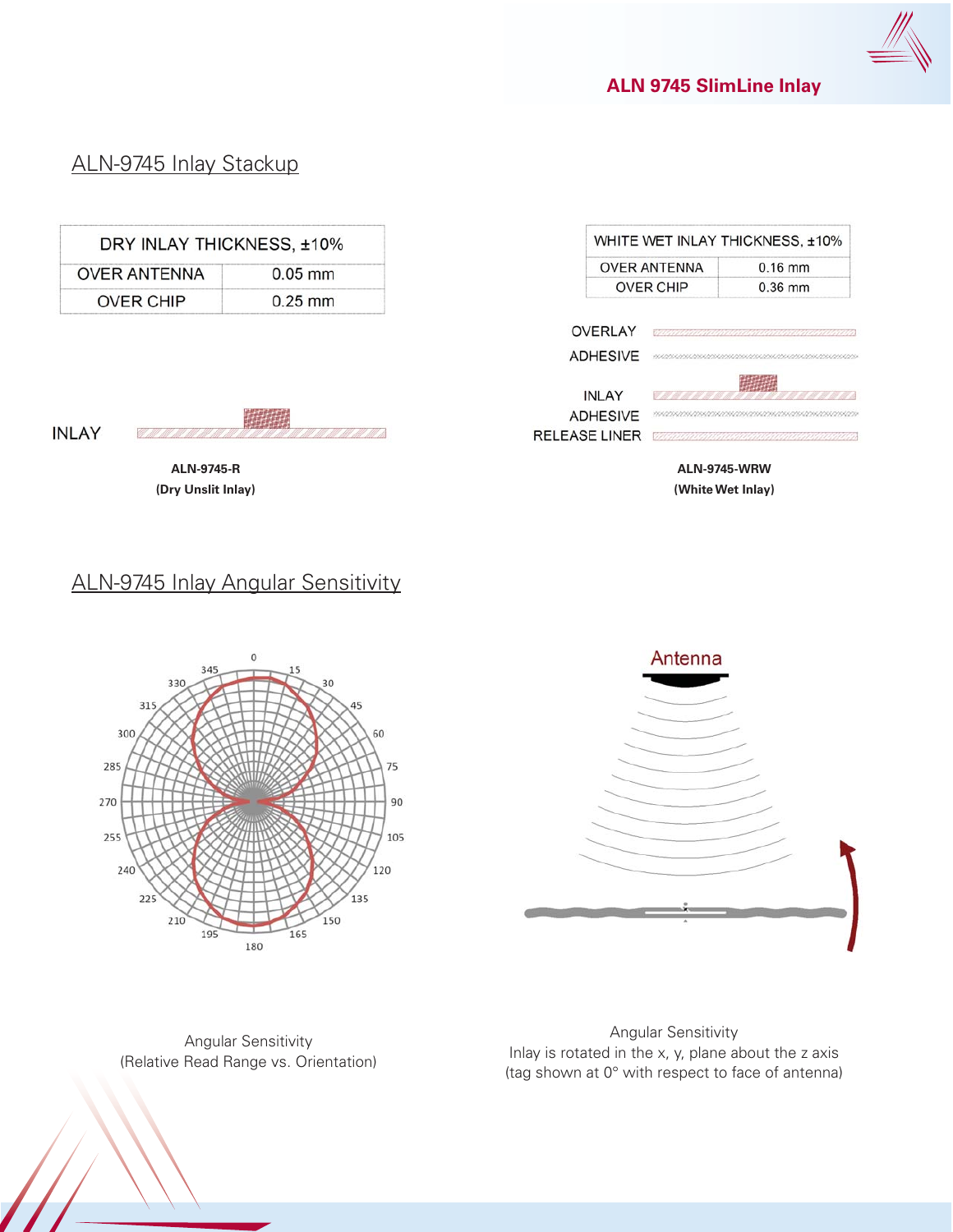## ALN-9745 Inlay Stackup

| DRY INLAY THICKNESS, ±10% | |
|---|---|
| OVER ANTENNA | 0.05 mm |
| OVER CHIP | 0.25 mm |

| WHITE WET INLAY THICKNESS, ±10% | |
|---|---|
| OVER ANTENNA | 0.16 mm |
| OVER CHIP | 0.36 mm |

INLAY

**ALN-9745-R**
**(Dry Unslit Inlay)**

OVERLAY
ADHESIVE
INLAY
ADHESIVE
RELEASE LINER

**ALN-9745-WRW**
**(White Wet Inlay)**

## ALN-9745 Inlay Angular Sensitivity

Angular Sensitivity
(Relative Read Range vs. Orientation)

Antenna

Angular Sensitivity
Inlay is rotated in the x, y, plane about the z axis
(tag shown at 0° with respect to face of antenna)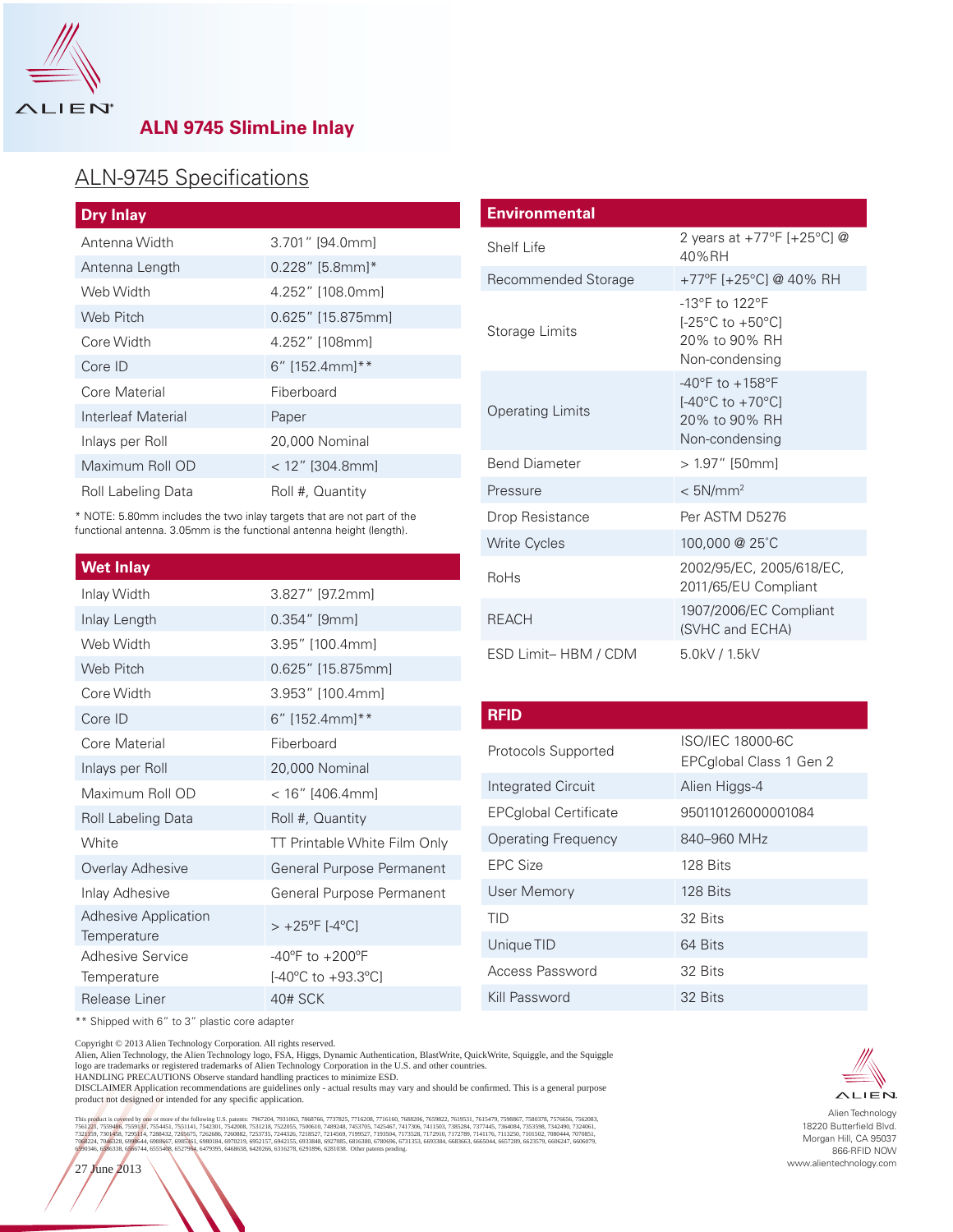## ALN 9745 SlimLine Inlay

# ALN-9745 Specifications

| Dry Inlay | |
|---|---|
| Antenna Width | 3.701" [94.0mm] |
| Antenna Length | 0.228" [5.8mm]* |
| Web Width | 4.252" [108.0mm] |
| Web Pitch | 0.625" [15.875mm] |
| Core Width | 4.252" [108mm] |
| Core ID | 6" [152.4mm]** |
| Core Material | Fiberboard |
| Interleaf Material | Paper |
| Inlays per Roll | 20,000 Nominal |
| Maximum Roll OD | < 12" [304.8mm] |
| Roll Labeling Data | Roll #, Quantity |

* NOTE: 5.80mm includes the two inlay targets that are not part of the functional antenna. 3.05mm is the functional antenna height (length).

| Wet Inlay | |
|---|---|
| Inlay Width | 3.827" [97.2mm] |
| Inlay Length | 0.354" [9mm] |
| Web Width | 3.95" [100.4mm] |
| Web Pitch | 0.625" [15.875mm] |
| Core Width | 3.953" [100.4mm] |
| Core ID | 6" [152.4mm]** |
| Core Material | Fiberboard |
| Inlays per Roll | 20,000 Nominal |
| Maximum Roll OD | < 16" [406.4mm] |
| Roll Labeling Data | Roll #, Quantity |
| White | TT Printable White Film Only |
| Overlay Adhesive | General Purpose Permanent |
| Inlay Adhesive | General Purpose Permanent |
| Adhesive Application Temperature | > +25ºF [-4ºC] |
| Adhesive Service Temperature | -40ºF to +200ºF [-40ºC to +93.3ºC] |
| Release Liner | 40# SCK |

** Shipped with 6" to 3" plastic core adapter

| Environmental | |
|---|---|
| Shelf Life | 2 years at +77ºF [+25ºC] @ 40%RH |
| Recommended Storage | +77ºF [+25ºC] @ 40% RH |
| Storage Limits | -13ºF to 122ºF [-25ºC to +50ºC] 20% to 90% RH Non-condensing |
| Operating Limits | -40ºF to +158ºF [-40ºC to +70ºC] 20% to 90% RH Non-condensing |
| Bend Diameter | > 1.97" [50mm] |
| Pressure | < 5N/mm$^2$ |
| Drop Resistance | Per ASTM D5276 |
| Write Cycles | 100,000 @ 25˚C |
| RoHs | 2002/95/EC, 2005/618/EC, 2011/65/EU Compliant |
| REACH | 1907/2006/EC Compliant (SVHC and ECHA) |
| ESD Limit– HBM / CDM | 5.0kV / 1.5kV |

| RFID | |
|---|---|
| Protocols Supported | ISO/IEC 18000-6C EPCglobal Class 1 Gen 2 |
| Integrated Circuit | Alien Higgs-4 |
| EPCglobal Certificate | 950110126000001084 |
| Operating Frequency | 840–960 MHz |
| EPC Size | 128 Bits |
| User Memory | 128 Bits |
| TID | 32 Bits |
| Unique TID | 64 Bits |
| Access Password | 32 Bits |
| Kill Password | 32 Bits |

Copyright © 2013 Alien Technology Corporation. All rights reserved.
Alien, Alien Technology, the Alien Technology logo, FSA, Higgs, Dynamic Authentication, BlastWrite, QuickWrite, Squiggle, and the Squiggle logo are trademarks or registered trademarks of Alien Technology Corporation in the U.S. and other countries.
HANDLING PRECAUTIONS Observe standard handling practices to minimize ESD.
DISCLAIMER Application recommendations are guidelines only - actual results may vary and should be confirmed. This is a general purpose product not designed or intended for any specific application.

This product is covered by one or more of the following U.S. patents: 7967204, 7931063, 7868766, 7737825, 7716208, 7716160, 7688206, 7659822, 7619531, 7615479, 7598867, 7580378, 7576656, 7562083, 7561221, 7559486, 7559131, 7554451, 7551141, 7542301, 7542008, 7531218, 7522055, 7500610, 7489248, 7453705, 7425467, 7417306, 7411503, 7385284, 7377445, 7364084, 7353598, 7342490, 7324061, 7321159, 7301458, 7295114, 7288432, 7265675, 7262686, 7260882, 7253735, 7244326, 7218527, 7214569, 7199527, 7193504, 7173528, 7172910, 7172789, 7141176, 7113250, 7101502, 7080444, 7070851, 7068224, 7046328, 6998644, 6988667, 6985361, 6980184, 6970219, 6952157, 6942155, 6933848, 6927085, 6816380, 6780696, 6731353, 6693384, 6683663, 6665044, 6657289, 6623579, 6606247, 6606079, 6590346, 6586338, 6566744, 6555408, 6527964, 6479395, 6468638, 6420266, 6316278, 6291896, 6281038. Other patents pending.

27 June 2013

Alien Technology
18220 Butterfield Blvd.
Morgan Hill, CA 95037
866-RFID NOW
www.alientechnology.com